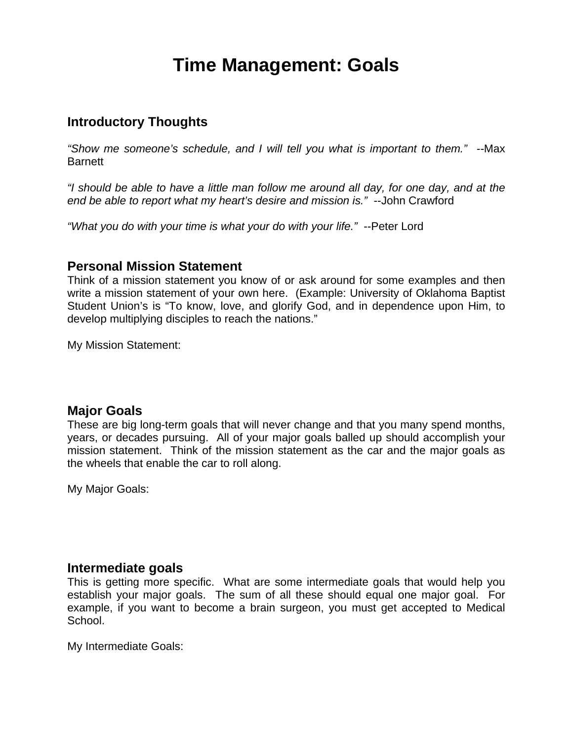# Time Management: Goals

## Introductory Thoughts

*"Show me someone's schedule, and I will tell you what is important to them."* --Max Barnett

*"I should be able to have a little man follow me around all day, for one day, and at the end be able to report what my heart's desire and mission is."* --John Crawford

*"What you do with your time is what your do with your life."* --Peter Lord

## Personal Mission Statement

Think of a mission statement you know of or ask around for some examples and then write a mission statement of your own here. (Example: University of Oklahoma Baptist Student Union's is "To know, love, and glorify God, and in dependence upon Him, to develop multiplying disciples to reach the nations."

My Mission Statement:

## Major Goals

These are big long-term goals that will never change and that you many spend months, years, or decades pursuing. All of your major goals balled up should accomplish your mission statement. Think of the mission statement as the car and the major goals as the wheels that enable the car to roll along.

My Major Goals:

## Intermediate goals

This is getting more specific. What are some intermediate goals that would help you establish your major goals. The sum of all these should equal one major goal. For example, if you want to become a brain surgeon, you must get accepted to Medical School.

My Intermediate Goals: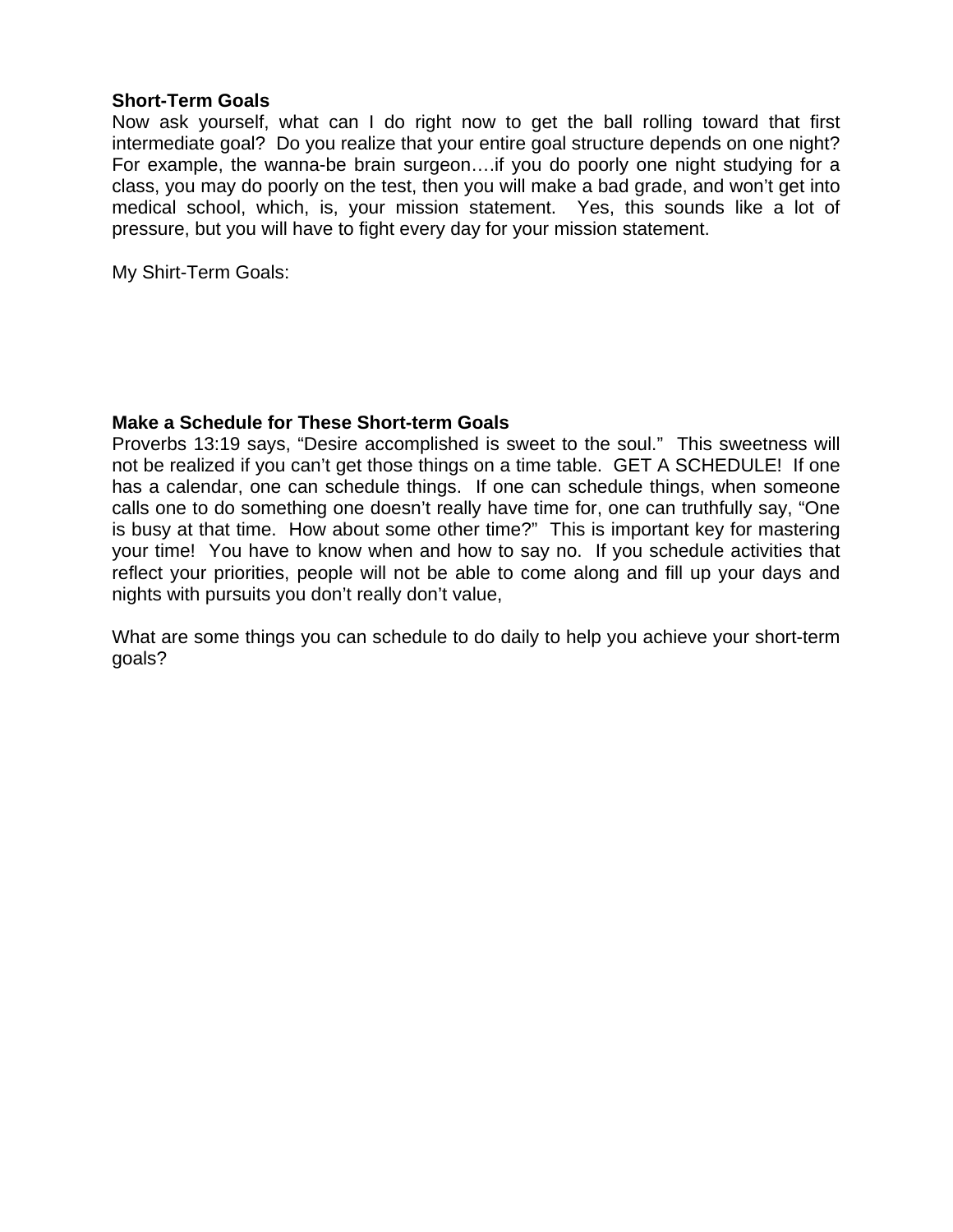**Short-Term Goals**

Now ask yourself, what can I do right now to get the ball rolling toward that first intermediate goal? Do you realize that your entire goal structure depends on one night? For example, the wanna-be brain surgeon….if you do poorly one night studying for a class, you may do poorly on the test, then you will make a bad grade, and won't get into medical school, which, is, your mission statement. Yes, this sounds like a lot of pressure, but you will have to fight every day for your mission statement.

My Shirt-Term Goals:

**Make a Schedule for These Short-term Goals**

Proverbs 13:19 says, "Desire accomplished is sweet to the soul." This sweetness will not be realized if you can't get those things on a time table. GET A SCHEDULE! If one has a calendar, one can schedule things. If one can schedule things, when someone calls one to do something one doesn't really have time for, one can truthfully say, "One is busy at that time. How about some other time?" This is important key for mastering your time! You have to know when and how to say no. If you schedule activities that reflect your priorities, people will not be able to come along and fill up your days and nights with pursuits you don't really don't value,

What are some things you can schedule to do daily to help you achieve your short-term goals?